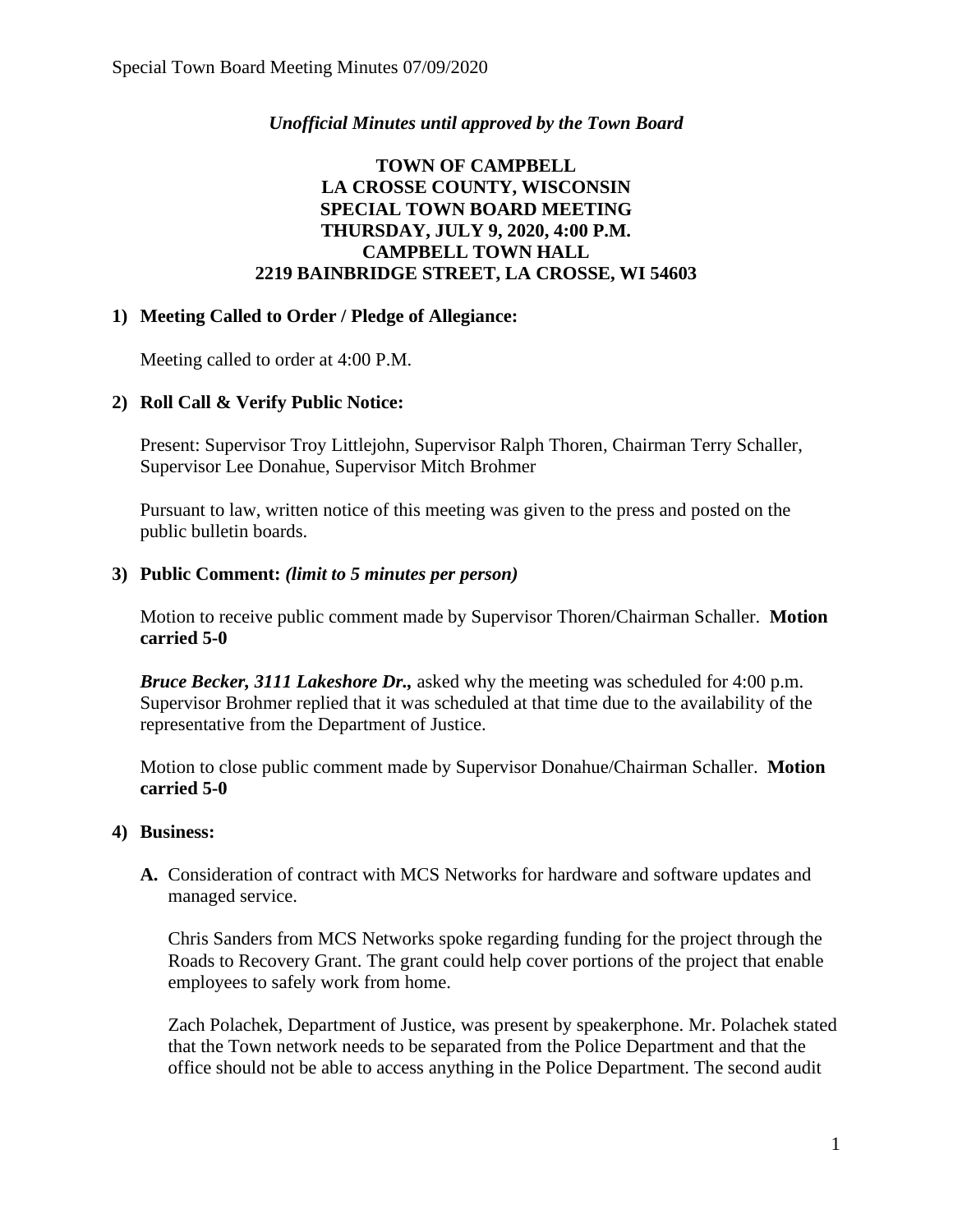*Unofficial Minutes until approved by the Town Board*

**TOWN OF CAMPBELL**
**LA CROSSE COUNTY, WISCONSIN**
**SPECIAL TOWN BOARD MEETING**
**THURSDAY, JULY 9, 2020, 4:00 P.M.**
**CAMPBELL TOWN HALL**
**2219 BAINBRIDGE STREET, LA CROSSE, WI 54603**

**1) Meeting Called to Order / Pledge of Allegiance:**

Meeting called to order at 4:00 P.M.

**2) Roll Call & Verify Public Notice:**

Present: Supervisor Troy Littlejohn, Supervisor Ralph Thoren, Chairman Terry Schaller, Supervisor Lee Donahue, Supervisor Mitch Brohmer

Pursuant to law, written notice of this meeting was given to the press and posted on the public bulletin boards.

**3) Public Comment:** ***(limit to 5 minutes per person)***

Motion to receive public comment made by Supervisor Thoren/Chairman Schaller. **Motion carried 5-0**

***Bruce Becker, 3111 Lakeshore Dr.,*** asked why the meeting was scheduled for 4:00 p.m. Supervisor Brohmer replied that it was scheduled at that time due to the availability of the representative from the Department of Justice.

Motion to close public comment made by Supervisor Donahue/Chairman Schaller. **Motion carried 5-0**

**4) Business:**

**A.** Consideration of contract with MCS Networks for hardware and software updates and managed service.

Chris Sanders from MCS Networks spoke regarding funding for the project through the Roads to Recovery Grant. The grant could help cover portions of the project that enable employees to safely work from home.

Zach Polachek, Department of Justice, was present by speakerphone. Mr. Polachek stated that the Town network needs to be separated from the Police Department and that the office should not be able to access anything in the Police Department. The second audit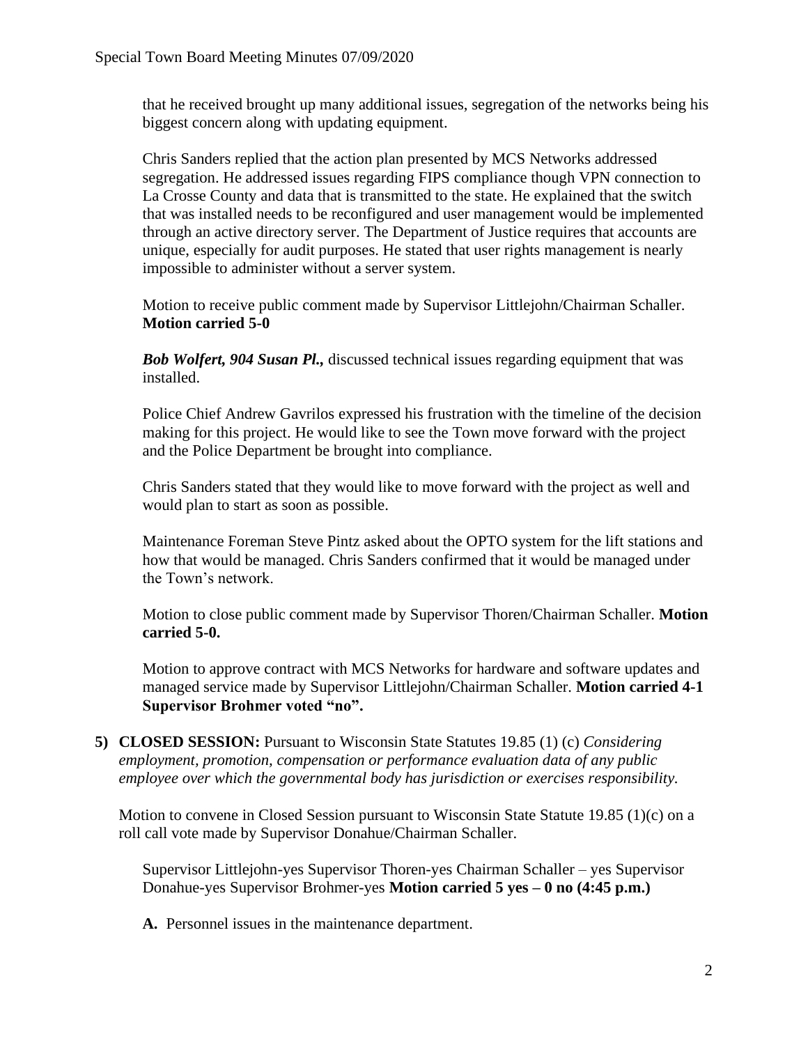that he received brought up many additional issues, segregation of the networks being his biggest concern along with updating equipment.

Chris Sanders replied that the action plan presented by MCS Networks addressed segregation. He addressed issues regarding FIPS compliance though VPN connection to La Crosse County and data that is transmitted to the state. He explained that the switch that was installed needs to be reconfigured and user management would be implemented through an active directory server. The Department of Justice requires that accounts are unique, especially for audit purposes. He stated that user rights management is nearly impossible to administer without a server system.

Motion to receive public comment made by Supervisor Littlejohn/Chairman Schaller. **Motion carried 5-0**

***Bob Wolfert, 904 Susan Pl.,*** discussed technical issues regarding equipment that was installed.

Police Chief Andrew Gavrilos expressed his frustration with the timeline of the decision making for this project. He would like to see the Town move forward with the project and the Police Department be brought into compliance.

Chris Sanders stated that they would like to move forward with the project as well and would plan to start as soon as possible.

Maintenance Foreman Steve Pintz asked about the OPTO system for the lift stations and how that would be managed. Chris Sanders confirmed that it would be managed under the Town's network.

Motion to close public comment made by Supervisor Thoren/Chairman Schaller. **Motion carried 5-0.**

Motion to approve contract with MCS Networks for hardware and software updates and managed service made by Supervisor Littlejohn/Chairman Schaller. **Motion carried 4-1 Supervisor Brohmer voted "no".**

**5) CLOSED SESSION:** Pursuant to Wisconsin State Statutes 19.85 (1) (c) *Considering employment, promotion, compensation or performance evaluation data of any public employee over which the governmental body has jurisdiction or exercises responsibility.*

Motion to convene in Closed Session pursuant to Wisconsin State Statute 19.85 (1)(c) on a roll call vote made by Supervisor Donahue/Chairman Schaller.

Supervisor Littlejohn-yes Supervisor Thoren-yes Chairman Schaller – yes Supervisor Donahue-yes Supervisor Brohmer-yes **Motion carried 5 yes – 0 no (4:45 p.m.)**

**A.** Personnel issues in the maintenance department.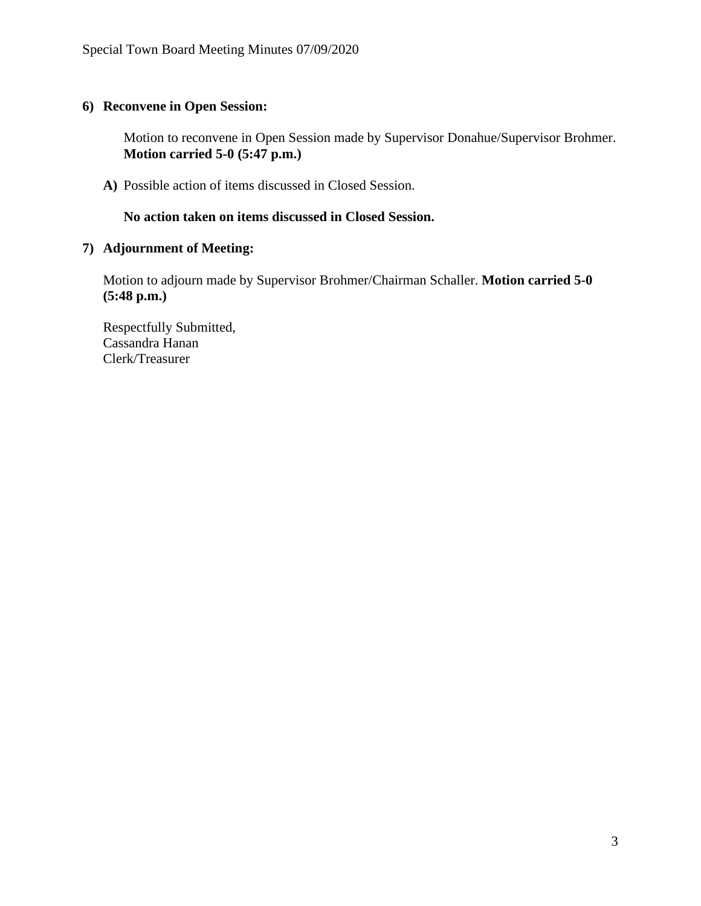**6) Reconvene in Open Session:**

Motion to reconvene in Open Session made by Supervisor Donahue/Supervisor Brohmer. **Motion carried 5-0 (5:47 p.m.)**

**A)** Possible action of items discussed in Closed Session.

**No action taken on items discussed in Closed Session.**

**7) Adjournment of Meeting:**

Motion to adjourn made by Supervisor Brohmer/Chairman Schaller. **Motion carried 5-0 (5:48 p.m.)**

Respectfully Submitted,
Cassandra Hanan
Clerk/Treasurer